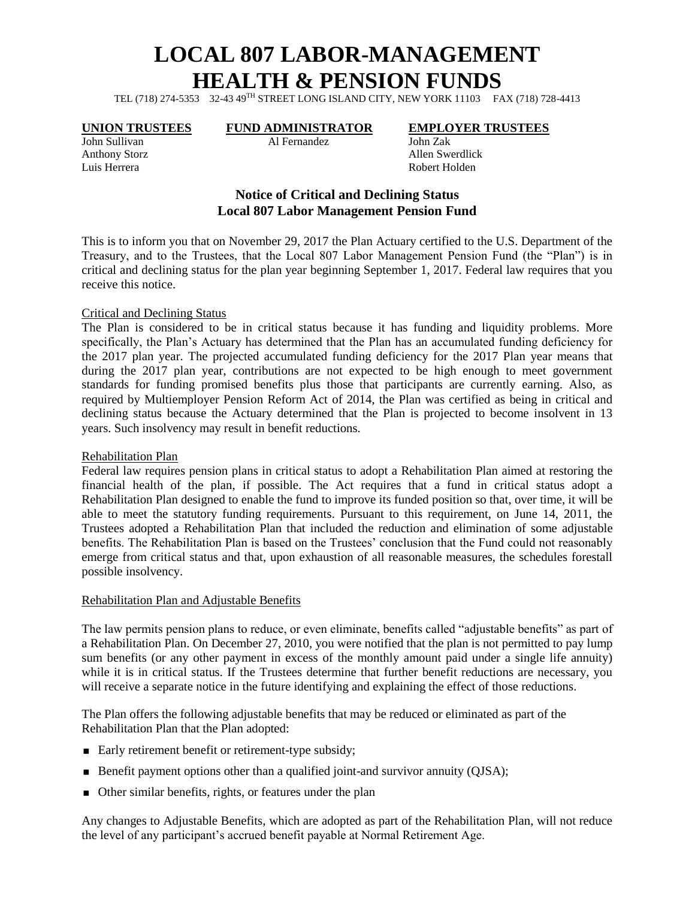# LOCAL 807 LABOR-MANAGEMENT HEALTH & PENSION FUNDS

TEL (718) 274-5353 32-43 49TH STREET LONG ISLAND CITY, NEW YORK 11103 FAX (718) 728-4413

| **UNION TRUSTEES** | **FUND ADMINISTRATOR** | **EMPLOYER TRUSTEES** |
|---|---|---|
| John Sullivan | Al Fernandez | John Zak |
| Anthony Storz | | Allen Swerdlick |
| Luis Herrera | | Robert Holden |

## Notice of Critical and Declining Status
## Local 807 Labor Management Pension Fund

This is to inform you that on November 29, 2017 the Plan Actuary certified to the U.S. Department of the Treasury, and to the Trustees, that the Local 807 Labor Management Pension Fund (the "Plan") is in critical and declining status for the plan year beginning September 1, 2017. Federal law requires that you receive this notice.

### Critical and Declining Status

The Plan is considered to be in critical status because it has funding and liquidity problems. More specifically, the Plan's Actuary has determined that the Plan has an accumulated funding deficiency for the 2017 plan year. The projected accumulated funding deficiency for the 2017 Plan year means that during the 2017 plan year, contributions are not expected to be high enough to meet government standards for funding promised benefits plus those that participants are currently earning. Also, as required by Multiemployer Pension Reform Act of 2014, the Plan was certified as being in critical and declining status because the Actuary determined that the Plan is projected to become insolvent in 13 years. Such insolvency may result in benefit reductions.

### Rehabilitation Plan

Federal law requires pension plans in critical status to adopt a Rehabilitation Plan aimed at restoring the financial health of the plan, if possible. The Act requires that a fund in critical status adopt a Rehabilitation Plan designed to enable the fund to improve its funded position so that, over time, it will be able to meet the statutory funding requirements. Pursuant to this requirement, on June 14, 2011, the Trustees adopted a Rehabilitation Plan that included the reduction and elimination of some adjustable benefits. The Rehabilitation Plan is based on the Trustees' conclusion that the Fund could not reasonably emerge from critical status and that, upon exhaustion of all reasonable measures, the schedules forestall possible insolvency.

### Rehabilitation Plan and Adjustable Benefits

The law permits pension plans to reduce, or even eliminate, benefits called "adjustable benefits" as part of a Rehabilitation Plan. On December 27, 2010, you were notified that the plan is not permitted to pay lump sum benefits (or any other payment in excess of the monthly amount paid under a single life annuity) while it is in critical status. If the Trustees determine that further benefit reductions are necessary, you will receive a separate notice in the future identifying and explaining the effect of those reductions.

The Plan offers the following adjustable benefits that may be reduced or eliminated as part of the Rehabilitation Plan that the Plan adopted:

- Early retirement benefit or retirement-type subsidy;
- Benefit payment options other than a qualified joint-and survivor annuity (QJSA);
- Other similar benefits, rights, or features under the plan

Any changes to Adjustable Benefits, which are adopted as part of the Rehabilitation Plan, will not reduce the level of any participant's accrued benefit payable at Normal Retirement Age.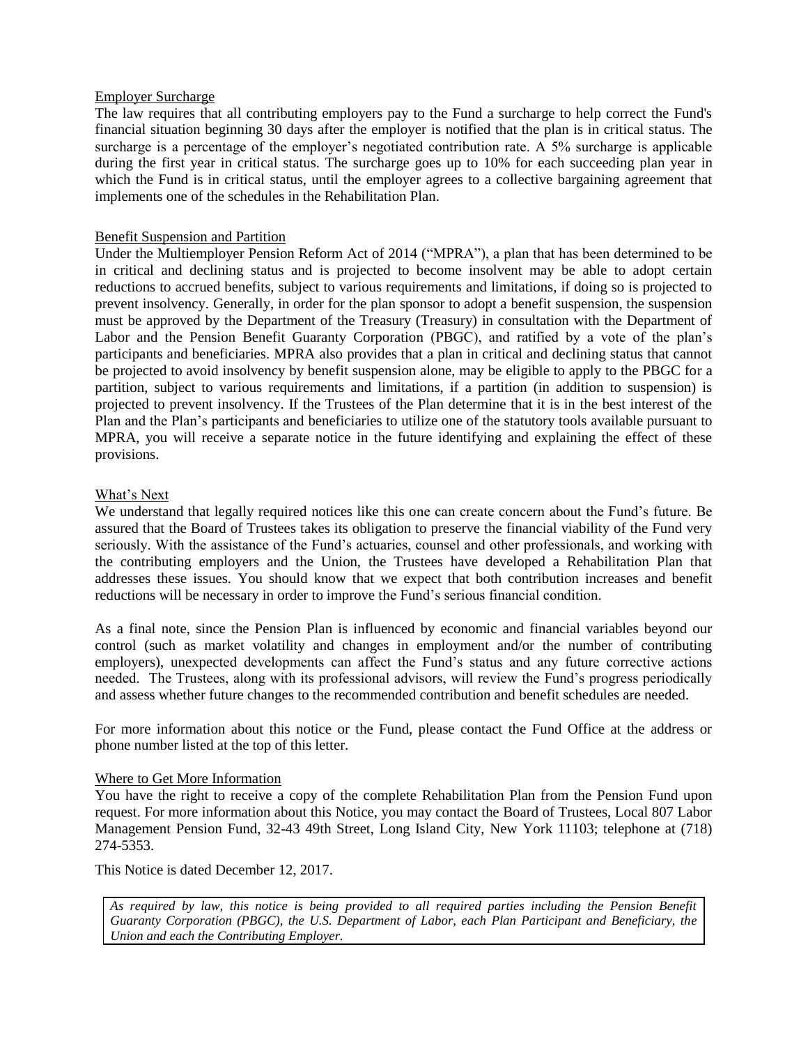Employer Surcharge

The law requires that all contributing employers pay to the Fund a surcharge to help correct the Fund's financial situation beginning 30 days after the employer is notified that the plan is in critical status. The surcharge is a percentage of the employer's negotiated contribution rate. A 5% surcharge is applicable during the first year in critical status. The surcharge goes up to 10% for each succeeding plan year in which the Fund is in critical status, until the employer agrees to a collective bargaining agreement that implements one of the schedules in the Rehabilitation Plan.

Benefit Suspension and Partition

Under the Multiemployer Pension Reform Act of 2014 ("MPRA"), a plan that has been determined to be in critical and declining status and is projected to become insolvent may be able to adopt certain reductions to accrued benefits, subject to various requirements and limitations, if doing so is projected to prevent insolvency. Generally, in order for the plan sponsor to adopt a benefit suspension, the suspension must be approved by the Department of the Treasury (Treasury) in consultation with the Department of Labor and the Pension Benefit Guaranty Corporation (PBGC), and ratified by a vote of the plan's participants and beneficiaries. MPRA also provides that a plan in critical and declining status that cannot be projected to avoid insolvency by benefit suspension alone, may be eligible to apply to the PBGC for a partition, subject to various requirements and limitations, if a partition (in addition to suspension) is projected to prevent insolvency. If the Trustees of the Plan determine that it is in the best interest of the Plan and the Plan's participants and beneficiaries to utilize one of the statutory tools available pursuant to MPRA, you will receive a separate notice in the future identifying and explaining the effect of these provisions.

What's Next

We understand that legally required notices like this one can create concern about the Fund's future. Be assured that the Board of Trustees takes its obligation to preserve the financial viability of the Fund very seriously. With the assistance of the Fund's actuaries, counsel and other professionals, and working with the contributing employers and the Union, the Trustees have developed a Rehabilitation Plan that addresses these issues. You should know that we expect that both contribution increases and benefit reductions will be necessary in order to improve the Fund's serious financial condition.

As a final note, since the Pension Plan is influenced by economic and financial variables beyond our control (such as market volatility and changes in employment and/or the number of contributing employers), unexpected developments can affect the Fund's status and any future corrective actions needed. The Trustees, along with its professional advisors, will review the Fund's progress periodically and assess whether future changes to the recommended contribution and benefit schedules are needed.

For more information about this notice or the Fund, please contact the Fund Office at the address or phone number listed at the top of this letter.

Where to Get More Information

You have the right to receive a copy of the complete Rehabilitation Plan from the Pension Fund upon request. For more information about this Notice, you may contact the Board of Trustees, Local 807 Labor Management Pension Fund, 32-43 49th Street, Long Island City, New York 11103; telephone at (718) 274-5353.

This Notice is dated December 12, 2017.

*As required by law, this notice is being provided to all required parties including the Pension Benefit Guaranty Corporation (PBGC), the U.S. Department of Labor, each Plan Participant and Beneficiary, the Union and each the Contributing Employer.*